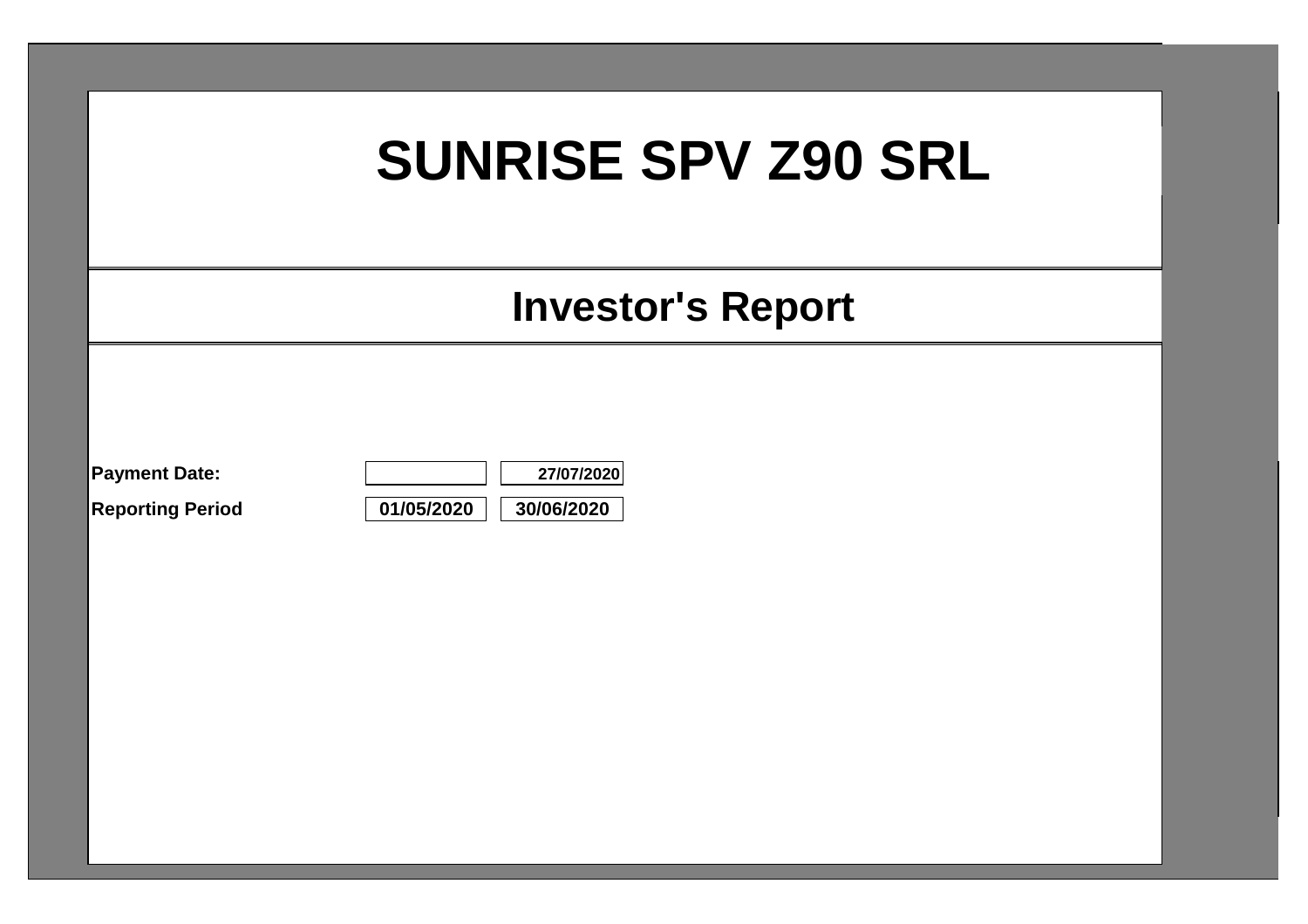# SUNRISE SPV Z90 SRL

## Investor's Report

| | | |
|---|---|---|
| **Payment Date:** | | **27/07/2020** |
| **Reporting Period** | **01/05/2020** | **30/06/2020** |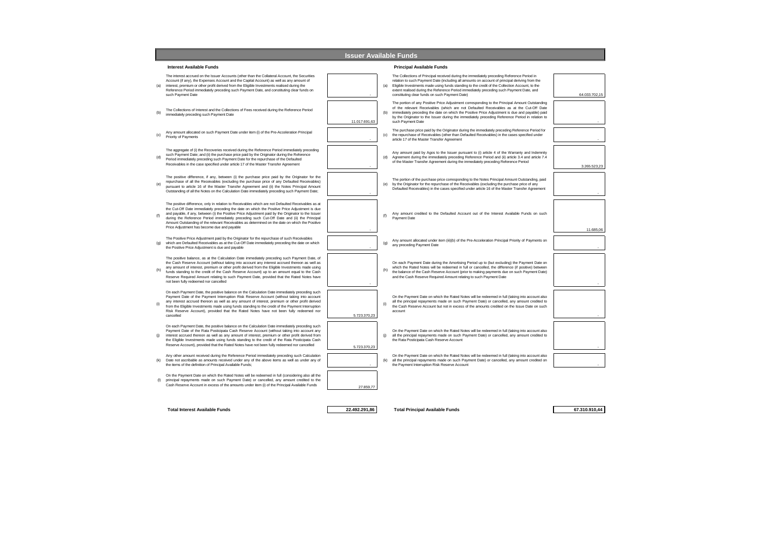# Issuer Available Funds

## Interest Available Funds

| | | |
|---|---|---|
| (a) | The interest accrued on the Issuer Accounts (other than the Collateral Account, the Securities Account (if any), the Expenses Account and the Capital Account) as well as any amount of interest, premium or other profit derived from the Eligible Investments realised during the Reference Period immediately preceding such Payment Date, and constituting clear funds on such Payment Date | - |
| (b) | The Collections of Interest and the Collections of Fees received during the Reference Period immediately preceding such Payment Date | 11.017.691,63 |
| (c) | Any amount allocated on such Payment Date under item (i) of the Pre-Acceleration Principal Priority of Payments | - |
| (d) | The aggregate of (i) the Recoveries received during the Reference Period immediately preceding such Payment Date; and (ii) the purchase price paid by the Originator during the Reference Period immediately preceding such Payment Date for the repurchase of the Defaulted Receivables in the case specified under article 17 of the Master Transfer Agreement | - |
| (e) | The positive difference, if any, between (i) the purchase price paid by the Originator for the repurchase of all the Receivables (excluding the purchase price of any Defaulted Receivables) pursuant to article 16 of the Master Transfer Agreement and (ii) the Notes Principal Amount Outstanding of all the Notes on the Calculation Date immediately preceding such Payment Date; | - |
| (f) | The positive difference, only in relation to Receivables which are not Defaulted Receivables as at the Cut-Off Date immediately preceding the date on which the Positive Price Adjustment is due and payable, if any, between (i) the Positive Price Adjustment paid by the Originator to the Issuer during the Reference Period immediately preceding such Cut-Off Date and (ii) the Principal Amount Outstanding of the relevant Receivables as determined on the date on which the Positive Price Adjustment has become due and payable | - |
| (g) | The Positive Price Adjustment paid by the Originator for the repurchase of such Receivables which are Defaulted Receivables as at the Cut-Off Date immediately preceding the date on which the Positive Price Adjustment is due and payable | - |
| (h) | The positive balance, as at the Calculation Date immediately preceding such Payment Date, of the Cash Reserve Account (without taking into account any interest accrued thereon as well as any amount of interest, premium or other profit derived from the Eligible Investments made using funds standing to the credit of the Cash Reserve Account) up to an amount equal to the Cash Reserve Required Amount relating to such Payment Date, provided that the Rated Notes have not been fully redeemed nor cancelled | - |
| (i) | On each Payment Date, the positive balance on the Calculation Date immediately preceding such Payment Date of the Payment Interruption Risk Reserve Account (without taking into account any interest accrued thereon as well as any amount of interest, premium or other profit derived from the Eligible Investments made using funds standing to the credit of the Payment Interruption Risk Reserve Account), provided that the Rated Notes have not been fully redeemed nor cancelled | 5.723.370,23 |
| (j) | On each Payment Date, the positive balance on the Calculation Date immediately preceding such Payment Date of the Rata Posticipata Cash Reserve Account (without taking into account any interest accrued thereon as well as any amount of interest, premium or other profit derived from the Eligible Investments made using funds standing to the credit of the Rata Posticipata Cash Reserve Account), provided that the Rated Notes have not been fully redeemed nor cancelled | 5.723.370,23 |
| (k) | Any other amount received during the Reference Period immediately preceding such Calculation Date not ascribable as amounts received under any of the above items as well as under any of the items of the definition of Principal Available Funds; | - |
| (l) | On the Payment Date on which the Rated Notes will be redeemed in full (considering also all the principal repayments made on such Payment Date) or cancelled, any amount credited to the Cash Reserve Account in excess of the amounts under item (i) of the Principal Available Funds | 27.859,77 |
| | **Total Interest Available Funds** | **22.492.291,86** |

## Principal Available Funds

| | | |
|---|---|---|
| (a) | The Collections of Principal received during the immediately preceding Reference Period in relation to such Payment Date (including all amounts on account of principal deriving from the Eligible Investments made using funds standing to the credit of the Collection Account, to the extent realised during the Reference Period immediately preceding such Payment Date, and constituting clear funds on such Payment Date) | 64.033.702,15 |
| (b) | The portion of any Positive Price Adjustment corresponding to the Principal Amount Outstanding of the relevant Receivables (which are not Defaulted Receivables as at the Cut-Off Date immediately preceding the date on which the Positive Price Adjustment is due and payable) paid by the Originator to the Issuer during the immediately preceding Reference Period in relation to such Payment Date | - |
| (c) | The purchase price paid by the Originator during the immediately preceding Reference Period for the repurchase of Receivables (other than Defaulted Receivables) in the cases specified under article 17 of the Master Transfer Agreement | - |
| (d) | Any amount paid by Agos to the Issuer pursuant to (i) article 4 of the Warranty and Indemnity Agreement during the immediately preceding Reference Period and (ii) article 3.4 and article 7.4 of the Master Transfer Agreement during the immediately preceding Reference Period | 3.265.523,23 |
| (e) | The portion of the purchase price corresponding to the Notes Principal Amount Outstanding, paid by the Originator for the repurchase of the Receivables (excluding the purchase price of any Defaulted Receivables) in the cases specified under article 16 of the Master Transfer Agreement | - |
| (f) | Any amount credited to the Defaulted Account out of the Interest Available Funds on such Payment Date | 11.685,06 |
| (g) | Any amount allocated under item (iii)(b) of the Pre-Acceleration Principal Priority of Payments on any preceding Payment Date | - |
| (h) | On each Payment Date during the Amortising Period up to (but excluding) the Payment Date on which the Rated Notes will be redeemed in full or cancelled, the difference (if positive) between the balance of the Cash Reserve Account (prior to making payments due on such Payment Date) and the Cash Reserve Required Amount relating to such Payment Date | - |
| (i) | On the Payment Date on which the Rated Notes will be redeemed in full (taking into account also all the principal repayments made on such Payment Date) or cancelled, any amount credited to the Cash Reserve Account but not in excess of the amounts credited on the Issue Date on such account | - |
| (j) | On the Payment Date on which the Rated Notes will be redeemed in full (taking into account also all the principal repayments made on such Payment Date) or cancelled, any amount credited to the Rata Posticipata Cash Reserve Account | - |
| (k) | On the Payment Date on which the Rated Notes will be redeemed in full (taking into account also all the principal repayments made on such Payment Date) or cancelled, any amount credited on the Payment Interruption Risk Reserve Account | - |
| | **Total Principal Available Funds** | **67.310.910,44** |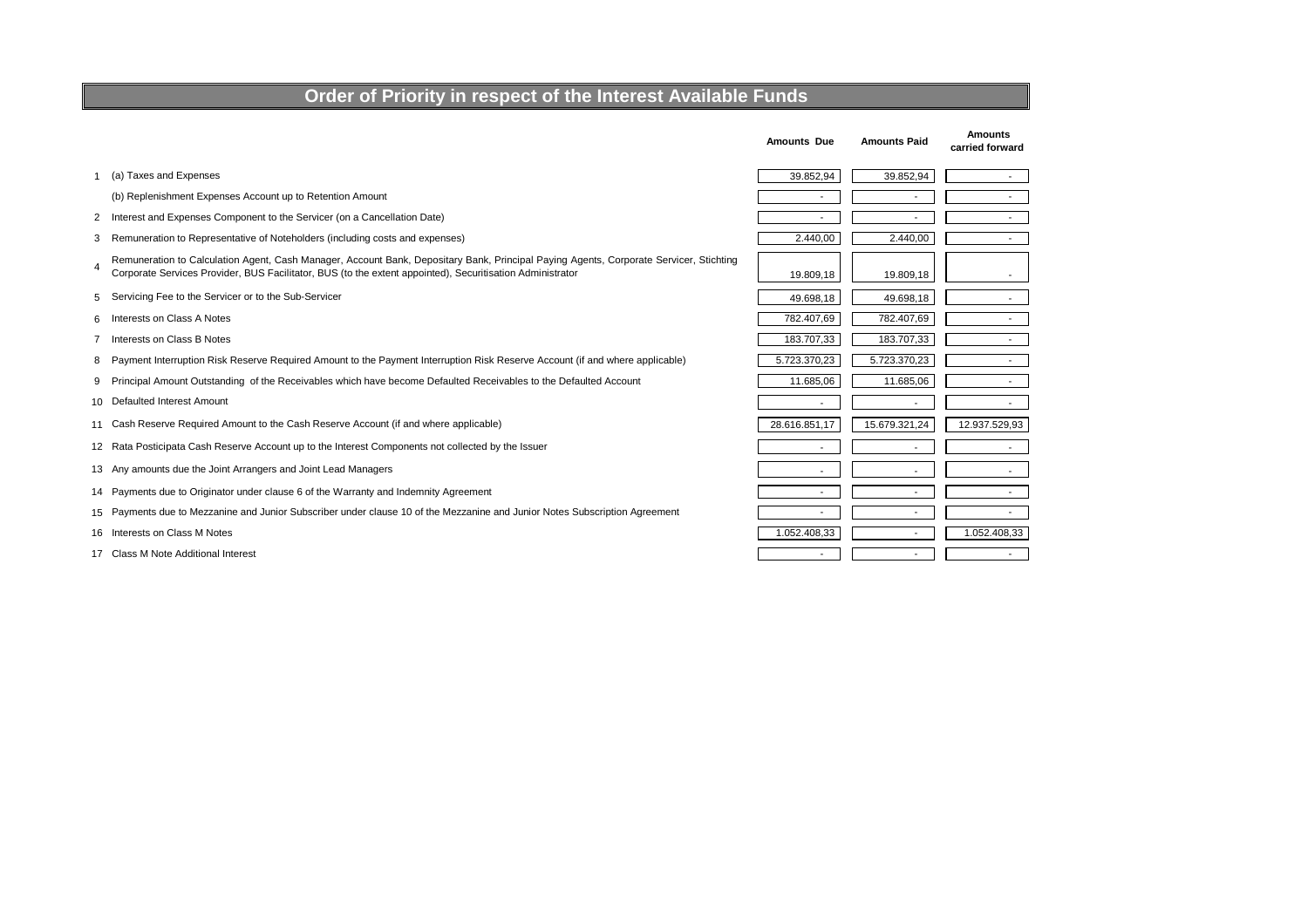# Order of Priority in respect of the Interest Available Funds

| | | Amounts Due | Amounts Paid | Amounts carried forward |
|---|---|---|---|---|
| 1 | (a) Taxes and Expenses | 39.852,94 | 39.852,94 | - |
| | (b) Replenishment Expenses Account up to Retention Amount | - | - | - |
| 2 | Interest and Expenses Component to the Servicer (on a Cancellation Date) | - | - | - |
| 3 | Remuneration to Representative of Noteholders (including costs and expenses) | 2.440,00 | 2.440,00 | - |
| 4 | Remuneration to Calculation Agent, Cash Manager, Account Bank, Depositary Bank, Principal Paying Agents, Corporate Servicer, Stichting Corporate Services Provider, BUS Facilitator, BUS (to the extent appointed), Securitisation Administrator | 19.809,18 | 19.809,18 | - |
| 5 | Servicing Fee to the Servicer or to the Sub-Servicer | 49.698,18 | 49.698,18 | - |
| 6 | Interests on Class A Notes | 782.407,69 | 782.407,69 | - |
| 7 | Interests on Class B Notes | 183.707,33 | 183.707,33 | - |
| 8 | Payment Interruption Risk Reserve Required Amount to the Payment Interruption Risk Reserve Account (if and where applicable) | 5.723.370,23 | 5.723.370,23 | - |
| 9 | Principal Amount Outstanding of the Receivables which have become Defaulted Receivables to the Defaulted Account | 11.685,06 | 11.685,06 | - |
| 10 | Defaulted Interest Amount | - | - | - |
| 11 | Cash Reserve Required Amount to the Cash Reserve Account (if and where applicable) | 28.616.851,17 | 15.679.321,24 | 12.937.529,93 |
| 12 | Rata Posticipata Cash Reserve Account up to the Interest Components not collected by the Issuer | - | - | - |
| 13 | Any amounts due the Joint Arrangers and Joint Lead Managers | - | - | - |
| 14 | Payments due to Originator under clause 6 of the Warranty and Indemnity Agreement | - | - | - |
| 15 | Payments due to Mezzanine and Junior Subscriber under clause 10 of the Mezzanine and Junior Notes Subscription Agreement | - | - | - |
| 16 | Interests on Class M Notes | 1.052.408,33 | - | 1.052.408,33 |
| 17 | Class M Note Additional Interest | - | - | - |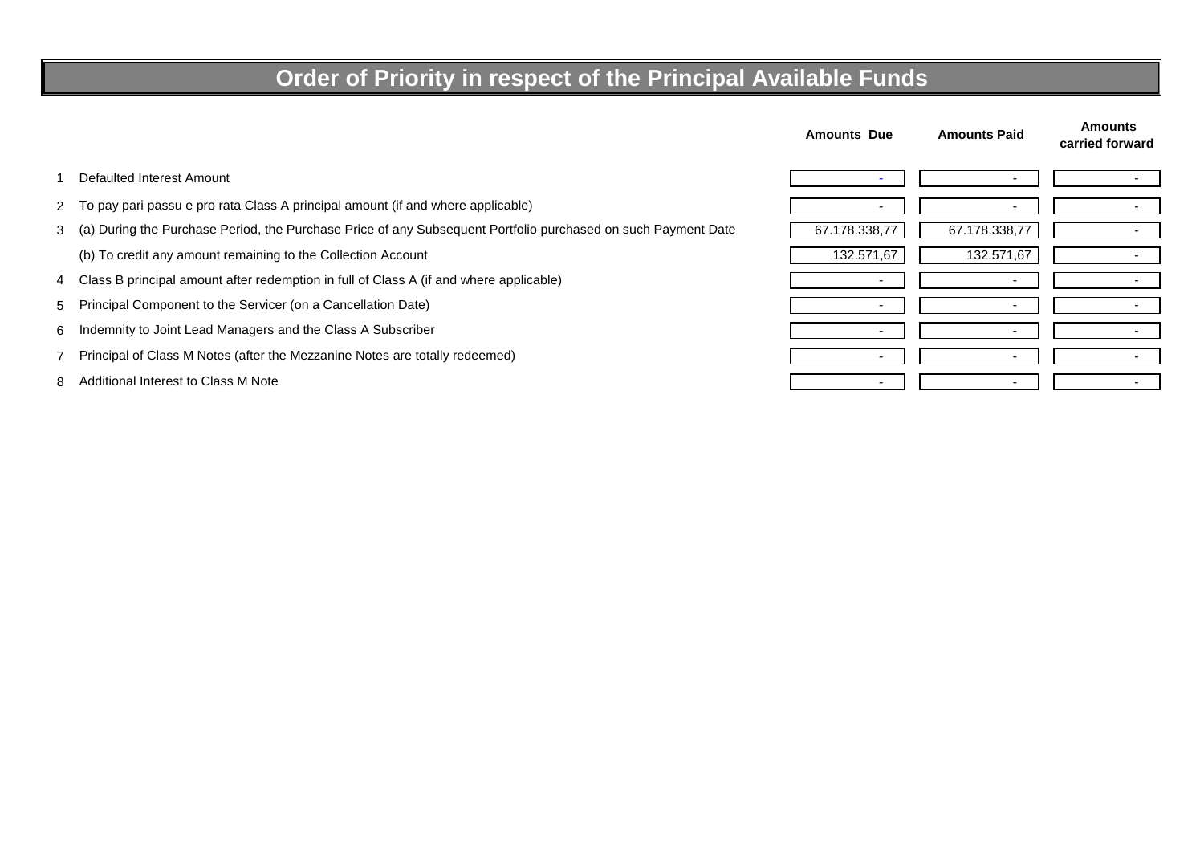# Order of Priority in respect of the Principal Available Funds

| | | Amounts Due | Amounts Paid | Amounts carried forward |
|---|---|---|---|---|
| 1 | Defaulted Interest Amount | - | - | - |
| 2 | To pay pari passu e pro rata Class A principal amount (if and where applicable) | - | - | - |
| 3 | (a) During the Purchase Period, the Purchase Price of any Subsequent Portfolio purchased on such Payment Date | 67.178.338,77 | 67.178.338,77 | - |
| | (b) To credit any amount remaining to the Collection Account | 132.571,67 | 132.571,67 | - |
| 4 | Class B principal amount after redemption in full of Class A (if and where applicable) | - | - | - |
| 5 | Principal Component to the Servicer (on a Cancellation Date) | - | - | - |
| 6 | Indemnity to Joint Lead Managers and the Class A Subscriber | - | - | - |
| 7 | Principal of Class M Notes (after the Mezzanine Notes are totally redeemed) | - | - | - |
| 8 | Additional Interest to Class M Note | - | - | - |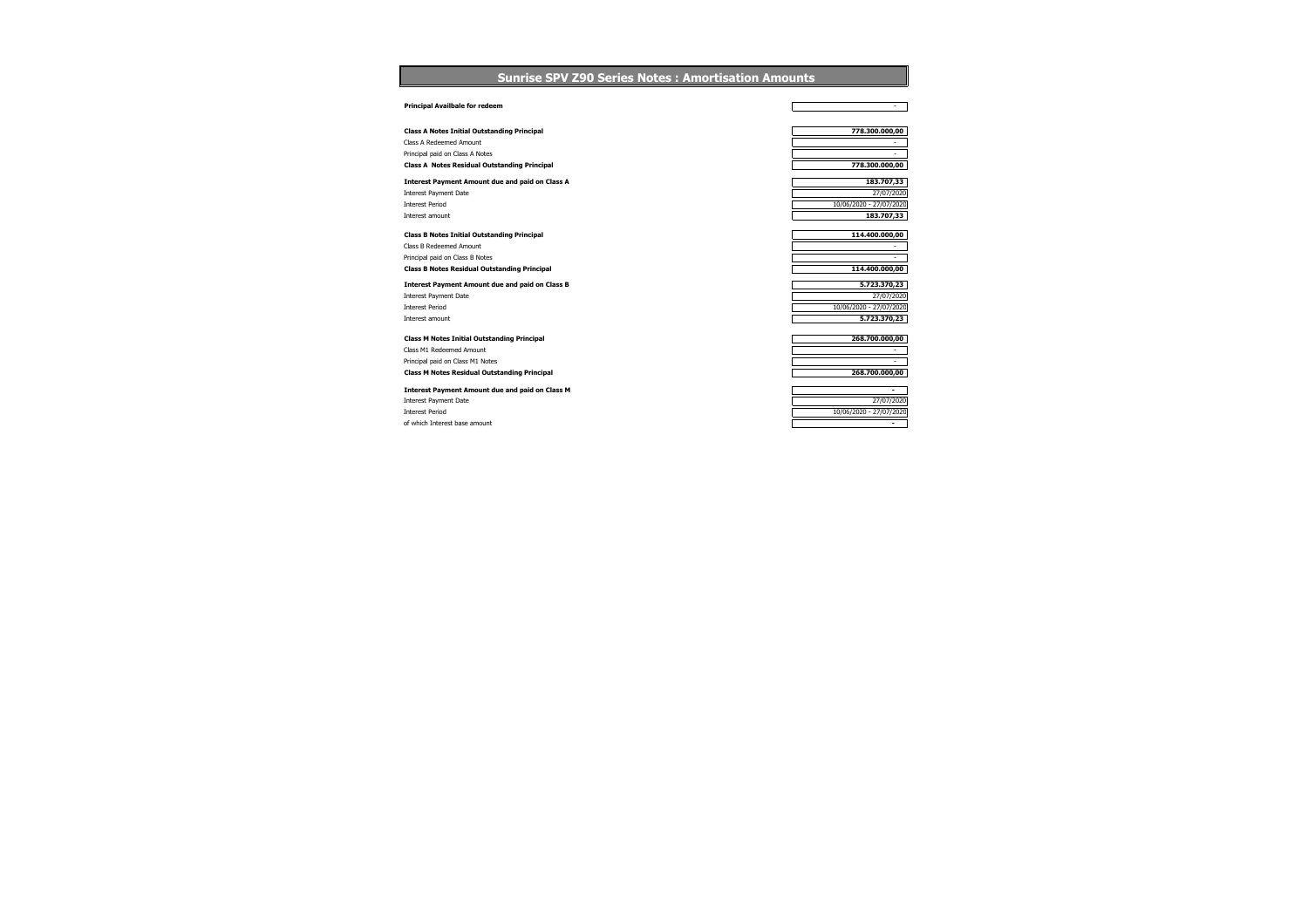# Sunrise SPV Z90 Series Notes : Amortisation Amounts

| | |
|---|---|
| **Principal Availbale for redeem** | - |
| | |
| **Class A Notes Initial Outstanding Principal** | **778.300.000,00** |
| Class A Redeemed Amount | - |
| Principal paid on Class A Notes | - |
| **Class A Notes Residual Outstanding Principal** | **778.300.000,00** |
| | |
| **Interest Payment Amount due and paid on Class A** | **183.707,33** |
| Interest Payment Date | 27/07/2020 |
| Interest Period | 10/06/2020 - 27/07/2020 |
| Interest amount | **183.707,33** |
| | |
| **Class B Notes Initial Outstanding Principal** | **114.400.000,00** |
| Class B Redeemed Amount | - |
| Principal paid on Class B Notes | - |
| **Class B Notes Residual Outstanding Principal** | **114.400.000,00** |
| | |
| **Interest Payment Amount due and paid on Class B** | **5.723.370,23** |
| Interest Payment Date | 27/07/2020 |
| Interest Period | 10/06/2020 - 27/07/2020 |
| Interest amount | **5.723.370,23** |
| | |
| **Class M Notes Initial Outstanding Principal** | **268.700.000,00** |
| Class M1 Redeemed Amount | - |
| Principal paid on Class M1 Notes | - |
| **Class M Notes Residual Outstanding Principal** | **268.700.000,00** |
| | |
| **Interest Payment Amount due and paid on Class M** | **-** |
| Interest Payment Date | 27/07/2020 |
| Interest Period | 10/06/2020 - 27/07/2020 |
| of which Interest base amount | **-** |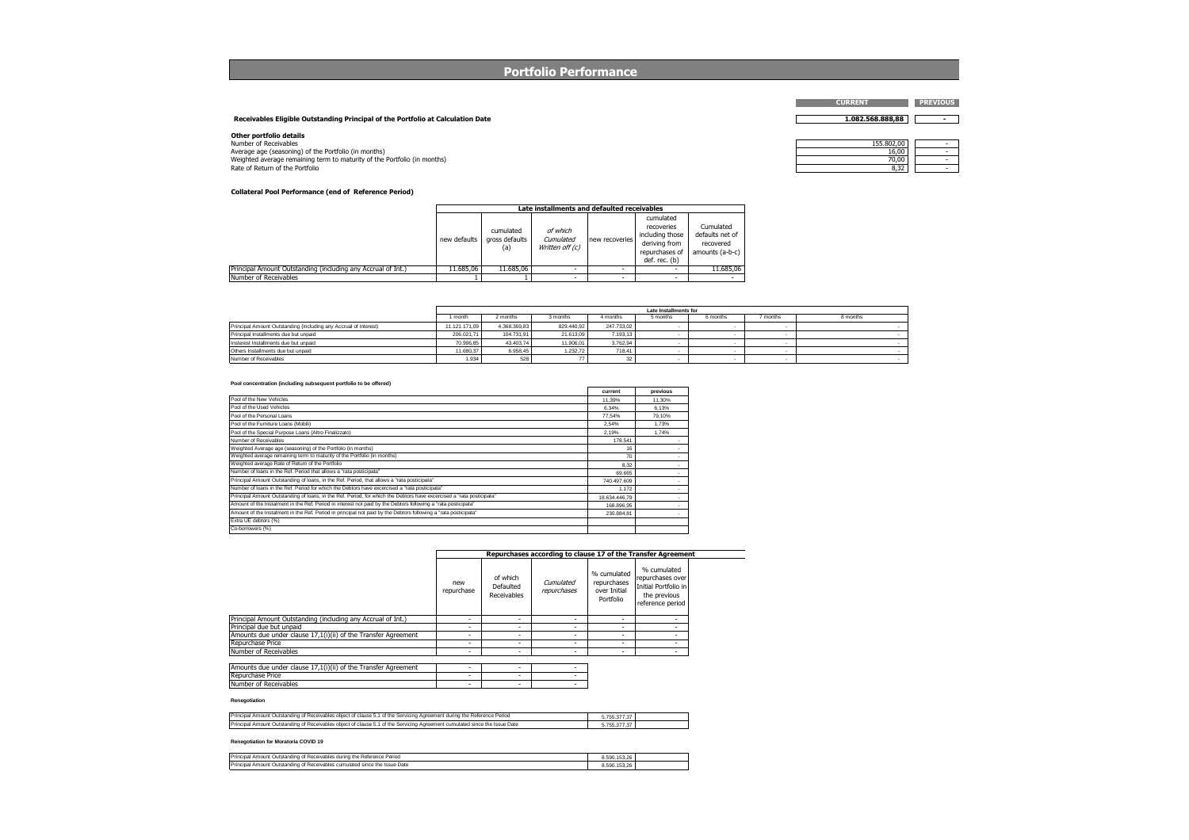# Portfolio Performance

| | CURRENT | PREVIOUS |
|---|---|---|
| **Receivables Eligible Outstanding Principal of the Portfolio at Calculation Date** | 1.082.568.888,88 | - |

**Other portfolio details**

| | | |
|---|---|---|
| Number of Receivables | 155.802,00 | - |
| Average age (seasoning) of the Portfolio (in months) | 16,00 | - |
| Weighted average remaining term to maturity of the Portfolio (in months) | 70,00 | - |
| Rate of Return of the Portfolio | 8,32 | - |

**Collateral Pool Performance (end of Reference Period)**

| | Late installments and defaulted receivables | | | | | |
|---|---|---|---|---|---|---|
| | new defaults | cumulated gross defaults (a) | *of which Cumulated Written off (c)* | new recoveries | cumulated recoveries including those deriving from repurchases of def. rec. (b) | Cumulated defaults net of recovered amounts (a-b-c) |
| Principal Amount Outstanding (including any Accrual of Int.) | 11.685,06 | 11.685,06 | - | - | - | 11.685,06 |
| Number of Receivables | 1 | 1 | - | - | - | - |

| | Late Installments for | | | | | | | |
|---|---|---|---|---|---|---|---|---|
| | 1 month | 2 months | 3 months | 4 months | 5 months | 6 months | 7 months | 8 months |
| Principal Amount Outstanding (including any Accrual of Interest) | 11.121.171,09 | 4.368.369,83 | 829.440,92 | 247.733,02 | - | - | - | - |
| Principal Installments due but unpaid | 206.021,71 | 104.731,91 | 21.613,09 | 7.193,13 | - | - | - | - |
| Insterest Installments due but unpaid | 70.996,85 | 43.403,74 | 11.906,01 | 3.762,94 | - | - | - | - |
| Others Installments due but unpaid | 11.680,37 | 6.958,45 | 1.232,72 | 718,41 | - | - | - | - |
| Number of Receivables | 1.934 | 528 | 77 | 32 | - | - | - | - |

**Pool concentration (including subsequent portfolio to be offered)**

| | current | previous |
|---|---|---|
| Pool of the New Vehicles | 11,39% | 11,30% |
| Pool of the Used Vehicles | 6,34% | 6,13% |
| Pool of the Personal Loans | 77,54% | 79,10% |
| Pool of the Furniture Loans (Mobili) | 2,54% | 1,73% |
| Pool of the Special Purpose Loans (Altro Finalizzato) | 2,19% | 1,74% |
| Number of Receivables | 178.541 | - |
| Weighted Average age (seasoning) of the Portfolio (in months) | 16 | - |
| Weighted average remaining term to maturity of the Portfolio (in months) | 70 | - |
| Weighted average Rate of Return of the Portfolio | 8,32 | - |
| Number of loans in the Ref. Period that allows a "rata posticipata" | 69.665 | - |
| Principal Amount Outstanding of loans, in the Ref. Period, that allows a "rata posticipata" | 740.497.609 | - |
| Number of loans in the Ref. Period for which the Debtors have excercised a "rata posticipata" | 1.172 | - |
| Principal Amount Outstanding of loans, in the Ref. Period, for which the Debtors have excercised a "rata posticipata" | 18.634.446,79 | - |
| Amount of the Instalment in the Ref. Period in interest not paid by the Debtors following a "rata posticipata" | 168.896,95 | - |
| Amount of the Instalment in the Ref. Period in principal not paid by the Debtors following a "rata posticipata" | 230.884,81 | - |
| Extra UE debtors (%) | | |
| Co-borrowers (%) | | |

| | Repurchases according to clause 17 of the Transfer Agreement | | | | |
|---|---|---|---|---|---|
| | new repurchase | of which Defaulted Receivables | *Cumulated repurchases* | % cumulated repurchases over Initial Portfolio | % cumulated repurchases over Initial Portfolio in the previous reference period |
| Principal Amount Outstanding (including any Accrual of Int.) | - | - | - | - | - |
| Principal due but unpaid | - | - | - | - | - |
| Amounts due under clause 17,1(i)(ii) of the Transfer Agreement | - | - | - | - | - |
| Repurchase Price | - | - | - | - | - |
| Number of Receivables | - | - | - | - | - |

| | | | |
|---|---|---|---|
| Amounts due under clause 17,1(i)(ii) of the Transfer Agreement | - | - | - |
| Repurchase Price | - | - | - |
| Number of Receivables | - | - | - |

**Renegotiation**

| | | |
|---|---|---|
| Principal Amount Outstanding of Receivables object of clause 5.1 of the Servicing Agreement during the Reference Period | 5.755.377,37 | |
| Principal Amount Outstanding of Receivables object of clause 5.1 of the Servicing Agreement cumulated since the Issue Date | 5.755.377,37 | |

**Renegotiation for Moratoria COVID 19**

| | | |
|---|---|---|
| Principal Amount Outstanding of Receivables during the Reference Period | 8.590.153,26 | |
| Principal Amount Outstanding of Receivables cumulated since the Issue Date | 8.590.153,26 | |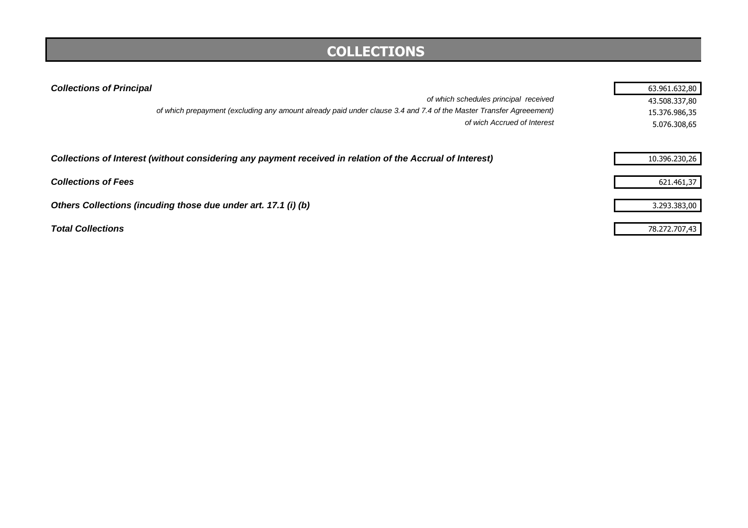# COLLECTIONS

| | |
|---|---|
| ***Collections of Principal*** | 63.961.632,80 |
| *of which schedules principal  received* | 43.508.337,80 |
| *of which prepayment (excluding any amount already paid under clause 3.4 and 7.4 of the Master Transfer Agreeement)* | 15.376.986,35 |
| *of wich Accrued of Interest* | 5.076.308,65 |
| ***Collections of Interest (without considering any payment received in relation of the Accrual of Interest)*** | 10.396.230,26 |
| ***Collections of Fees*** | 621.461,37 |
| ***Others Collections (incuding those due under art. 17.1 (i) (b)*** | 3.293.383,00 |
| ***Total Collections*** | 78.272.707,43 |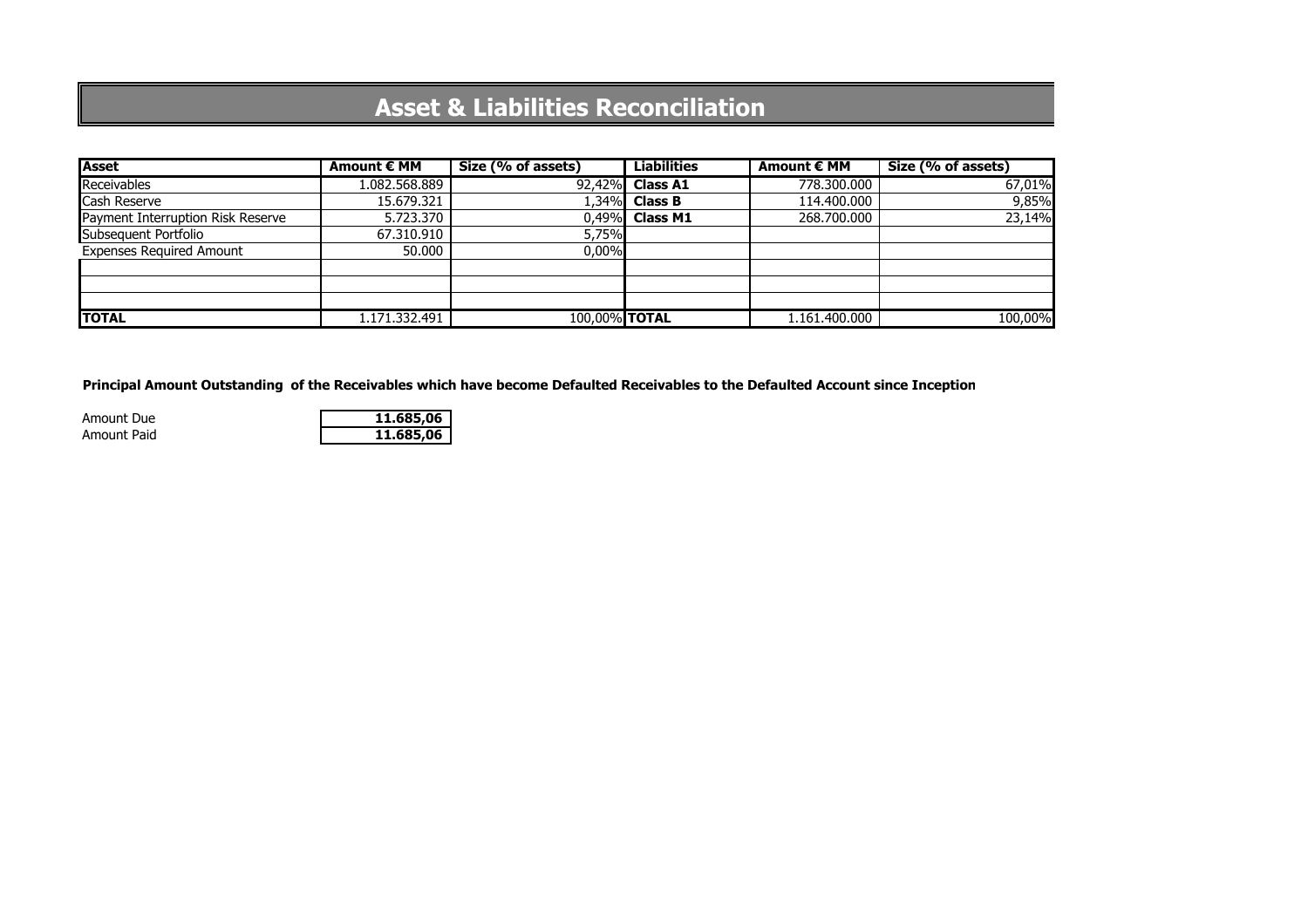# Asset & Liabilities Reconciliation

| Asset | Amount € MM | Size (% of assets) | Liabilities | Amount € MM | Size (% of assets) |
|---|---|---|---|---|---|
| Receivables | 1.082.568.889 | 92,42% | **Class A1** | 778.300.000 | 67,01% |
| Cash Reserve | 15.679.321 | 1,34% | **Class B** | 114.400.000 | 9,85% |
| Payment Interruption Risk Reserve | 5.723.370 | 0,49% | **Class M1** | 268.700.000 | 23,14% |
| Subsequent Portfolio | 67.310.910 | 5,75% | | | |
| Expenses Required Amount | 50.000 | 0,00% | | | |
| | | | | | |
| | | | | | |
| | | | | | |
| **TOTAL** | 1.171.332.491 | 100,00% | **TOTAL** | 1.161.400.000 | 100,00% |

**Principal Amount Outstanding of the Receivables which have become Defaulted Receivables to the Defaulted Account since Inception**

| | |
|---|---|
| Amount Due | **11.685,06** |
| Amount Paid | **11.685,06** |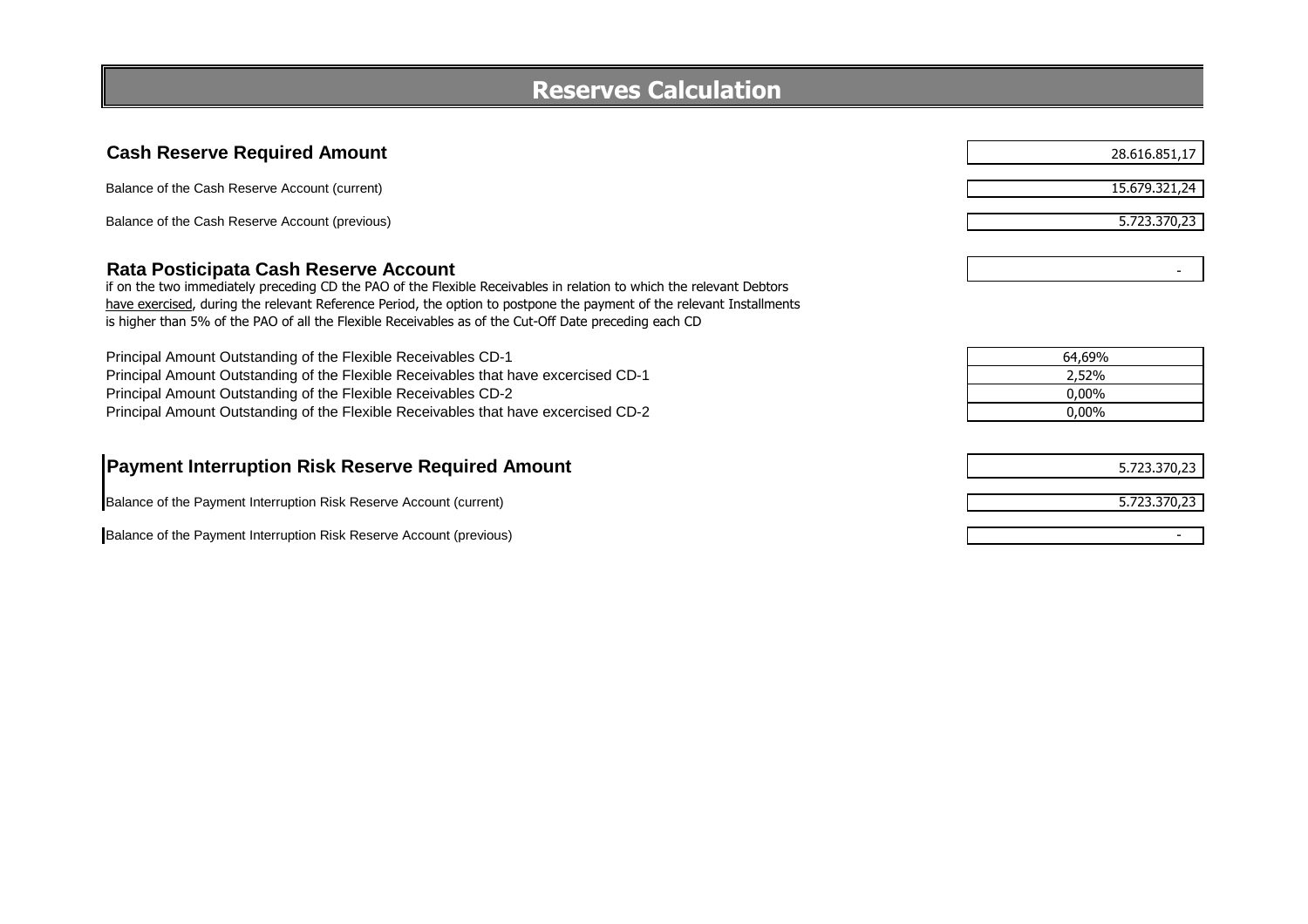# Reserves Calculation

| | |
|---|---|
| **Cash Reserve Required Amount** | 28.616.851,17 |
| Balance of the Cash Reserve Account (current) | 15.679.321,24 |
| Balance of the Cash Reserve Account (previous) | 5.723.370,23 |

| | |
|---|---|
| **Rata Posticipata Cash Reserve Account** | - |

if on the two immediately preceding CD the PAO of the Flexible Receivables in relation to which the relevant Debtors have exercised, during the relevant Reference Period, the option to postpone the payment of the relevant Installments is higher than 5% of the PAO of all the Flexible Receivables as of the Cut-Off Date preceding each CD

| | |
|---|---|
| Principal Amount Outstanding of the Flexible Receivables CD-1 | 64,69% |
| Principal Amount Outstanding of the Flexible Receivables that have excercised CD-1 | 2,52% |
| Principal Amount Outstanding of the Flexible Receivables CD-2 | 0,00% |
| Principal Amount Outstanding of the Flexible Receivables that have excercised CD-2 | 0,00% |

| | |
|---|---|
| **Payment Interruption Risk Reserve Required Amount** | 5.723.370,23 |
| Balance of the Payment Interruption Risk Reserve Account (current) | 5.723.370,23 |
| Balance of the Payment Interruption Risk Reserve Account (previous) | - |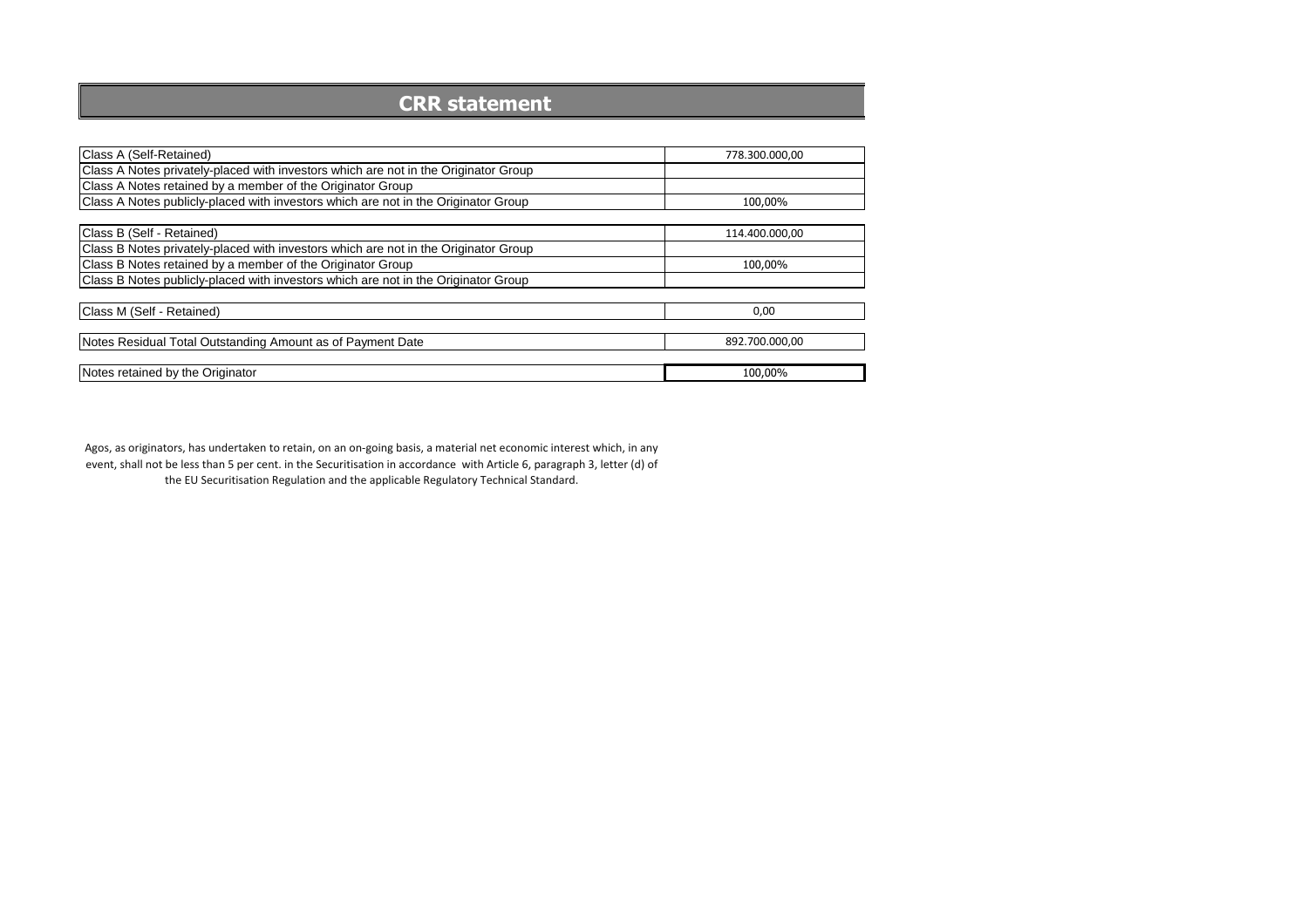# CRR statement

| | |
|---|---|
| Class A (Self-Retained) | 778.300.000,00 |
| Class A Notes privately-placed with investors which are not in the Originator Group | |
| Class A Notes retained by a member of the Originator Group | |
| Class A Notes publicly-placed with investors which are not in the Originator Group | 100,00% |
| | |
| Class B (Self - Retained) | 114.400.000,00 |
| Class B Notes privately-placed with investors which are not in the Originator Group | |
| Class B Notes retained by a member of the Originator Group | 100,00% |
| Class B Notes publicly-placed with investors which are not in the Originator Group | |
| | |
| Class M (Self - Retained) | 0,00 |
| | |
| Notes Residual Total Outstanding Amount as of Payment Date | 892.700.000,00 |
| | |
| Notes retained by the Originator | 100,00% |

Agos, as originators, has undertaken to retain, on an on-going basis, a material net economic interest which, in any event, shall not be less than 5 per cent. in the Securitisation in accordance with Article 6, paragraph 3, letter (d) of the EU Securitisation Regulation and the applicable Regulatory Technical Standard.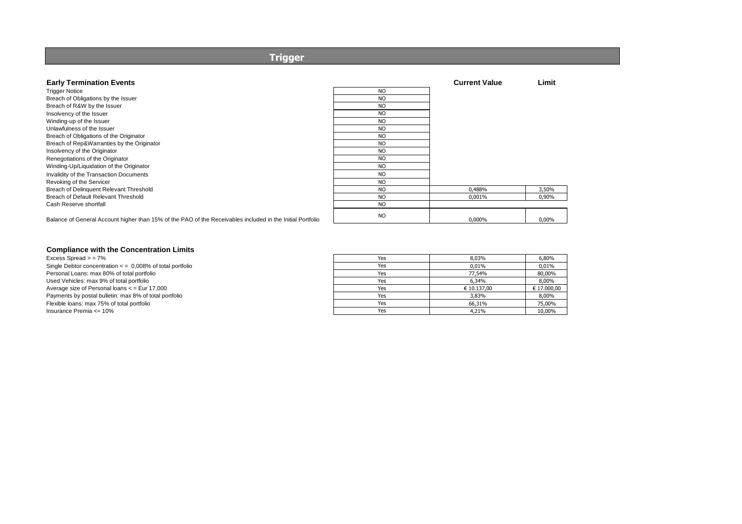# Trigger

## Early Termination Events

| Early Termination Events | | Current Value | Limit |
|---|---|---|---|
| Trigger Notice | NO | | |
| Breach of Obligations by the Issuer | NO | | |
| Breach of R&W by the Issuer | NO | | |
| Insolvency of the Issuer | NO | | |
| Winding-up of the Issuer | NO | | |
| Unlawfulness of the Issuer | NO | | |
| Breach of Obligations of the Originator | NO | | |
| Breach of Rep&Warranties by the Originator | NO | | |
| Insolvency of the Originator | NO | | |
| Renegotiations of the Originator | NO | | |
| Winding-Up/Liquidation of the Originator | NO | | |
| Invalidity of the Transaction Documents | NO | | |
| Revoking of the Servicer | NO | | |
| Breach of Delinquent Relevant Threshold | NO | 0,488% | 3,50% |
| Breach of Default Relevant Threshold | NO | 0,001% | 0,90% |
| Cash Reserve shortfall | NO | | |
| Balance of General Account higher than 15% of the PAO of the Receivables included in the Initial Portfolio | NO | 0,000% | 0,00% |

## Compliance with the Concentration Limits

| Compliance with the Concentration Limits | | Current Value | Limit |
|---|---|---|---|
| Excess Spread > = 7% | Yes | 8,03% | 6,80% |
| Single Debtor concentration < = 0,008% of total portfolio | Yes | 0,01% | 0,01% |
| Personal Loans: max 80% of total portfolio | Yes | 77,54% | 80,00% |
| Used Vehicles: max 9% of total portfolio | Yes | 6,34% | 8,00% |
| Average size of Personal loans < = Eur 17,000 | Yes | € 10.137,00 | € 17.000,00 |
| Payments by postal bulletin: max 8% of total portfolio | Yes | 3,83% | 8,00% |
| Flexible loans: max 75% of total portfolio | Yes | 66,31% | 75,00% |
| Insurance Premia <= 10% | Yes | 4,21% | 10,00% |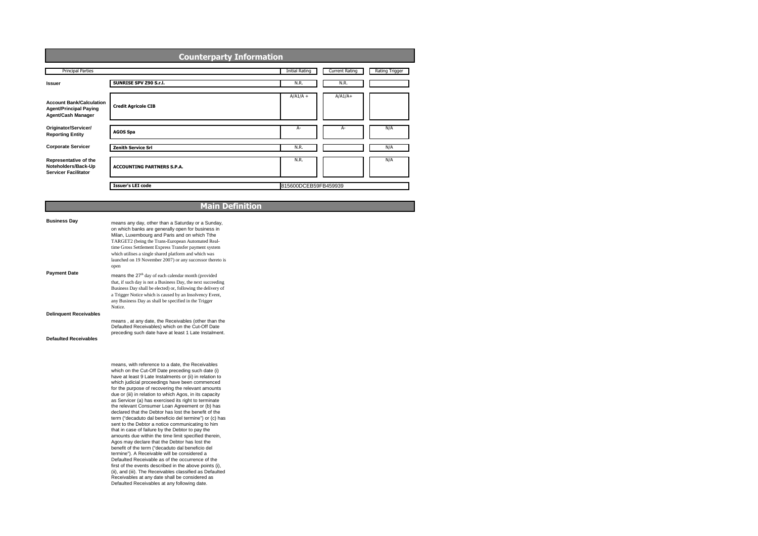# Counterparty Information

| Principal Parties | | Initial Rating | Current Rating | Rating Trigger |
|---|---|---|---|---|
| **Issuer** | **SUNRISE SPV Z90 S.r.l.** | N.R. | N.R. | |
| **Account Bank/Calculation Agent/Principal Paying Agent/Cash Manager** | **Credit Agricole CIB** | A/A1/A + | A/A1/A+ | |
| **Originator/Servicer/ Reporting Entity** | **AGOS Spa** | A- | A- | N/A |
| **Corporate Servicer** | **Zenith Service Srl** | N.R. | | N/A |
| **Representative of the Noteholders/Back-Up Servicer Facilitator** | **ACCOUNTING PARTNERS S.P.A.** | N.R. | | N/A |
| | **Issuer's LEI code** | 815600DCEB59FB459939 | | |

# Main Definition

**Business Day**

means any day, other than a Saturday or a Sunday, on which banks are generally open for business in Milan, Luxembourg and Paris and on which Tthe TARGET2 (being the Trans-European Automated Real-time Gross Settlement Express Transfer payment system which utilises a single shared platform and which was launched on 19 November 2007) or any successor thereto is open

**Payment Date**

means the 27[th] day of each calendar month (provided that, if such day is not a Business Day, the next succeeding Business Day shall be elected) or, following the delivery of a Trigger Notice which is caused by an Insolvency Event, any Business Day as shall be specified in the Trigger Notice.

**Delinquent Receivables**

means , at any date, the Receivables (other than the Defaulted Receivables) which on the Cut-Off Date preceding such date have at least 1 Late Instalment.

**Defaulted Receivables**

means, with reference to a date, the Receivables which on the Cut-Off Date preceding such date (i) have at least 9 Late Instalments or (ii) in relation to which judicial proceedings have been commenced for the purpose of recovering the relevant amounts due or (iii) in relation to which Agos, in its capacity as Servicer (a) has exercised its right to terminate the relevant Consumer Loan Agreement or (b) has declared that the Debtor has lost the benefit of the term ("decaduto dal beneficio del termine") or (c) has sent to the Debtor a notice communicating to him that in case of failure by the Debtor to pay the amounts due within the time limit specified therein, Agos may declare that the Debtor has lost the benefit of the term ("decaduto dal beneficio del termine"). A Receivable will be considered a Defaulted Receivable as of the occurrence of the first of the events described in the above points (i), (ii), and (iii). The Receivables classified as Defaulted Receivables at any date shall be considered as Defaulted Receivables at any following date.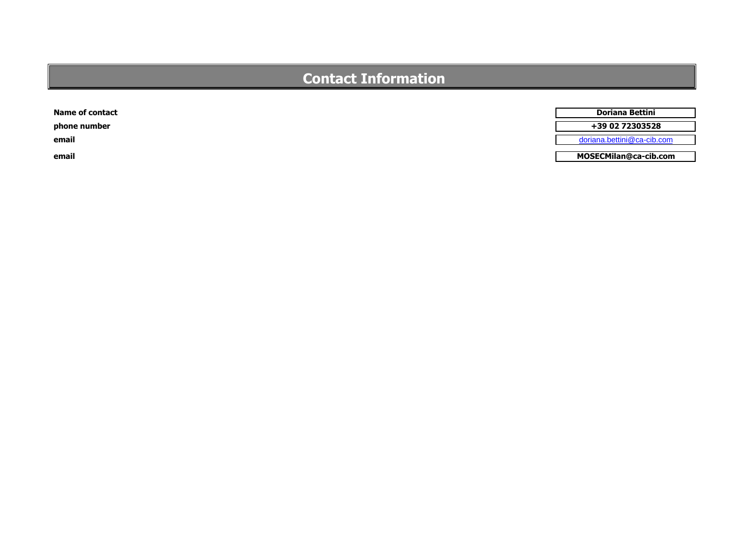# Contact Information

| | |
|---|---|
| **Name of contact** | **Doriana Bettini** |
| **phone number** | **+39 02 72303528** |
| **email** | doriana.bettini@ca-cib.com |
| **email** | **MOSECMilan@ca-cib.com** |